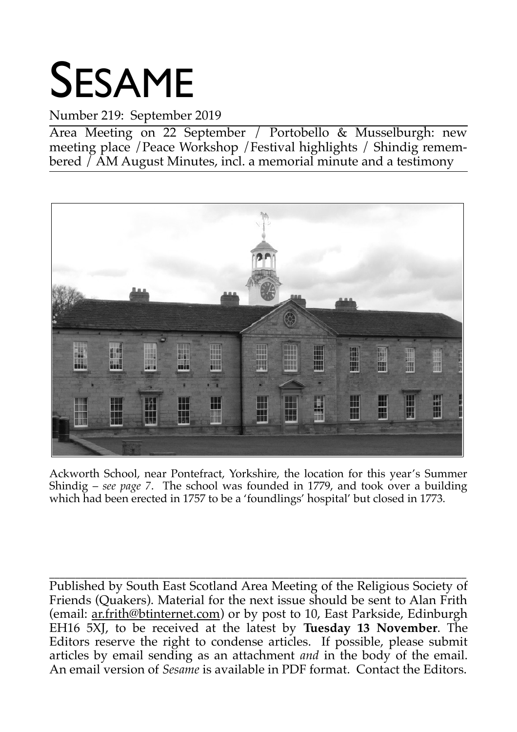# SESAME

Number 219: September 2019

Area Meeting on 22 September / Portobello & Musselburgh: new meeting place /Peace Workshop /Festival highlights / Shindig remembered / AM August Minutes, incl. a memorial minute and a testimony

Ackworth School, near Pontefract, Yorkshire, the location for this year's Summer Shindig – *see page 7*. The school was founded in 1779, and took over a building which had been erected in 1757 to be a 'foundlings' hospital' but closed in 1773.

---

Published by South East Scotland Area Meeting of the Religious Society of Friends (Quakers). Material for the next issue should be sent to Alan Frith (email: ar.frith@btinternet.com) or by post to 10, East Parkside, Edinburgh EH16 5XJ, to be received at the latest by **Tuesday 13 November**. The Editors reserve the right to condense articles. If possible, please submit articles by email sending as an attachment *and* in the body of the email. An email version of *Sesame* is available in PDF format. Contact the Editors.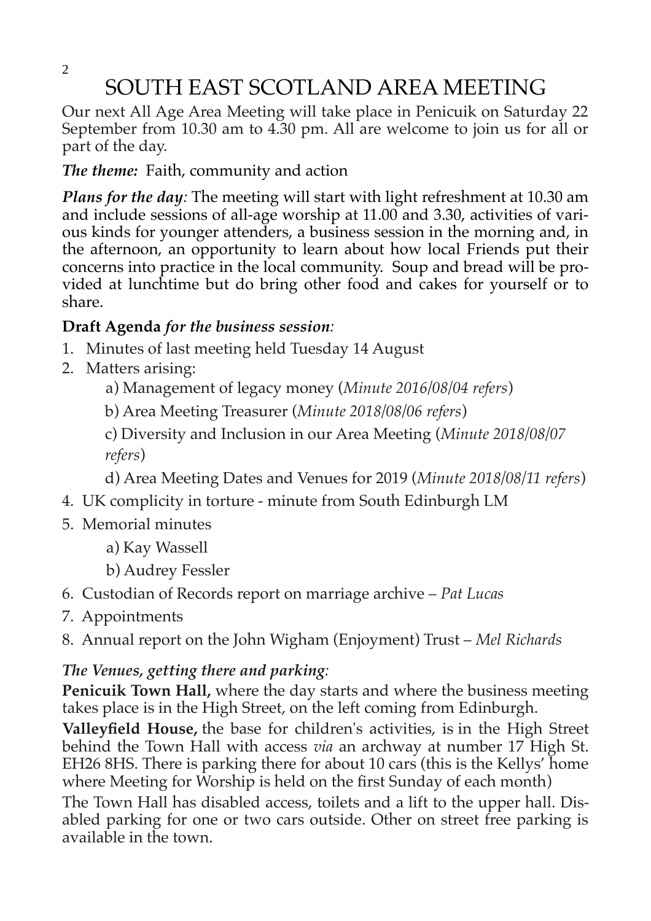# SOUTH EAST SCOTLAND AREA MEETING

Our next All Age Area Meeting will take place in Penicuik on Saturday 22 September from 10.30 am to 4.30 pm. All are welcome to join us for all or part of the day.

***The theme:*** Faith, community and action

***Plans for the day:*** The meeting will start with light refreshment at 10.30 am and include sessions of all-age worship at 11.00 and 3.30, activities of various kinds for younger attenders, a business session in the morning and, in the afternoon, an opportunity to learn about how local Friends put their concerns into practice in the local community. Soup and bread will be provided at lunchtime but do bring other food and cakes for yourself or to share.

**Draft Agenda** ***for the business session:***

1. Minutes of last meeting held Tuesday 14 August
2. Matters arising:
   - a) Management of legacy money (*Minute 2016/08/04 refers*)
   - b) Area Meeting Treasurer (*Minute 2018/08/06 refers*)
   - c) Diversity and Inclusion in our Area Meeting (*Minute 2018/08/07 refers*)
   - d) Area Meeting Dates and Venues for 2019 (*Minute 2018/08/11 refers*)

4. UK complicity in torture - minute from South Edinburgh LM
5. Memorial minutes
   - a) Kay Wassell
   - b) Audrey Fessler
6. Custodian of Records report on marriage archive – *Pat Lucas*
7. Appointments
8. Annual report on the John Wigham (Enjoyment) Trust – *Mel Richards*

***The Venues, getting there and parking:***

**Penicuik Town Hall,** where the day starts and where the business meeting takes place is in the High Street, on the left coming from Edinburgh.

**Valleyfield House,** the base for children's activities, is in the High Street behind the Town Hall with access *via* an archway at number 17 High St. EH26 8HS. There is parking there for about 10 cars (this is the Kellys' home where Meeting for Worship is held on the first Sunday of each month)

The Town Hall has disabled access, toilets and a lift to the upper hall. Disabled parking for one or two cars outside. Other on street free parking is available in the town.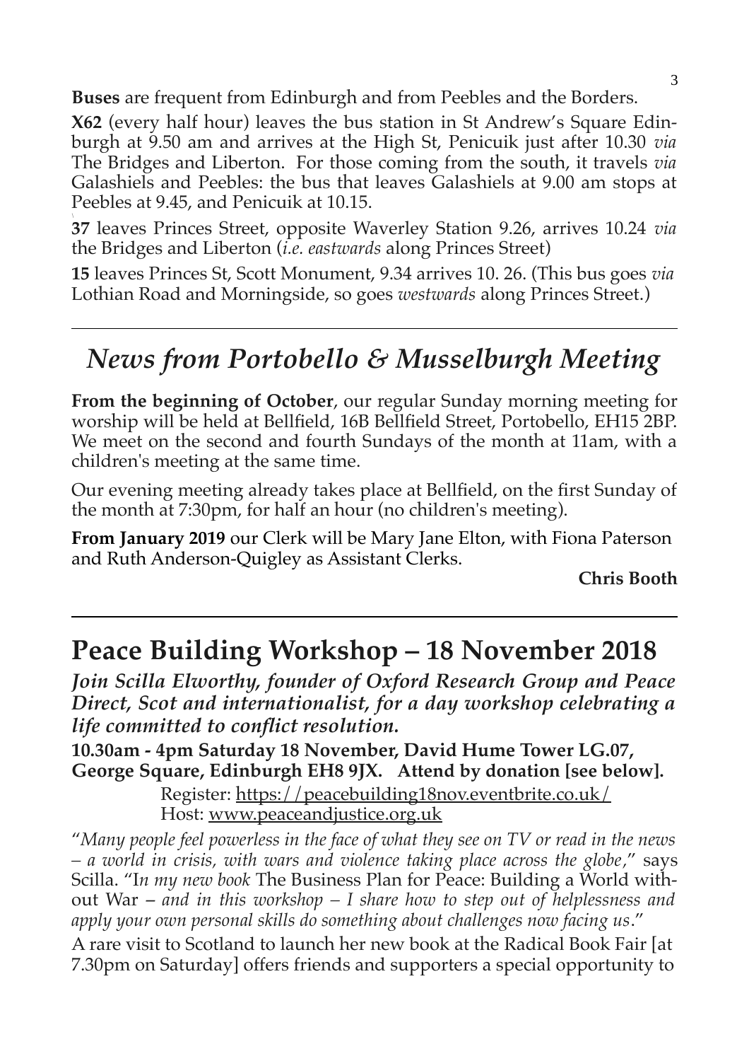**Buses** are frequent from Edinburgh and from Peebles and the Borders.

**X62** (every half hour) leaves the bus station in St Andrew's Square Edinburgh at 9.50 am and arrives at the High St, Penicuik just after 10.30 *via* The Bridges and Liberton. For those coming from the south, it travels *via* Galashiels and Peebles: the bus that leaves Galashiels at 9.00 am stops at Peebles at 9.45, and Penicuik at 10.15.

**37** leaves Princes Street, opposite Waverley Station 9.26, arrives 10.24 *via* the Bridges and Liberton (*i.e. eastwards* along Princes Street)

**15** leaves Princes St, Scott Monument, 9.34 arrives 10. 26. (This bus goes *via* Lothian Road and Morningside, so goes *westwards* along Princes Street.)

---

# *News from Portobello & Musselburgh Meeting*

**From the beginning of October**, our regular Sunday morning meeting for worship will be held at Bellfield, 16B Bellfield Street, Portobello, EH15 2BP. We meet on the second and fourth Sundays of the month at 11am, with a children's meeting at the same time.

Our evening meeting already takes place at Bellfield, on the first Sunday of the month at 7:30pm, for half an hour (no children's meeting).

**From January 2019** our Clerk will be Mary Jane Elton, with Fiona Paterson and Ruth Anderson-Quigley as Assistant Clerks.

**Chris Booth**

---

# Peace Building Workshop – 18 November 2018

***Join Scilla Elworthy, founder of Oxford Research Group and Peace Direct, Scot and internationalist, for a day workshop celebrating a life committed to conflict resolution.***

**10.30am - 4pm Saturday 18 November, David Hume Tower LG.07, George Square, Edinburgh EH8 9JX. Attend by donation [see below].**

Register: https://peacebuilding18nov.eventbrite.co.uk/
Host: www.peaceandjustice.org.uk

"*Many people feel powerless in the face of what they see on TV or read in the news – a world in crisis, with wars and violence taking place across the globe*," says Scilla. "I*n my new book* The Business Plan for Peace: Building a World without War – *and in this workshop – I share how to step out of helplessness and apply your own personal skills do something about challenges now facing us*."

A rare visit to Scotland to launch her new book at the Radical Book Fair [at 7.30pm on Saturday] offers friends and supporters a special opportunity to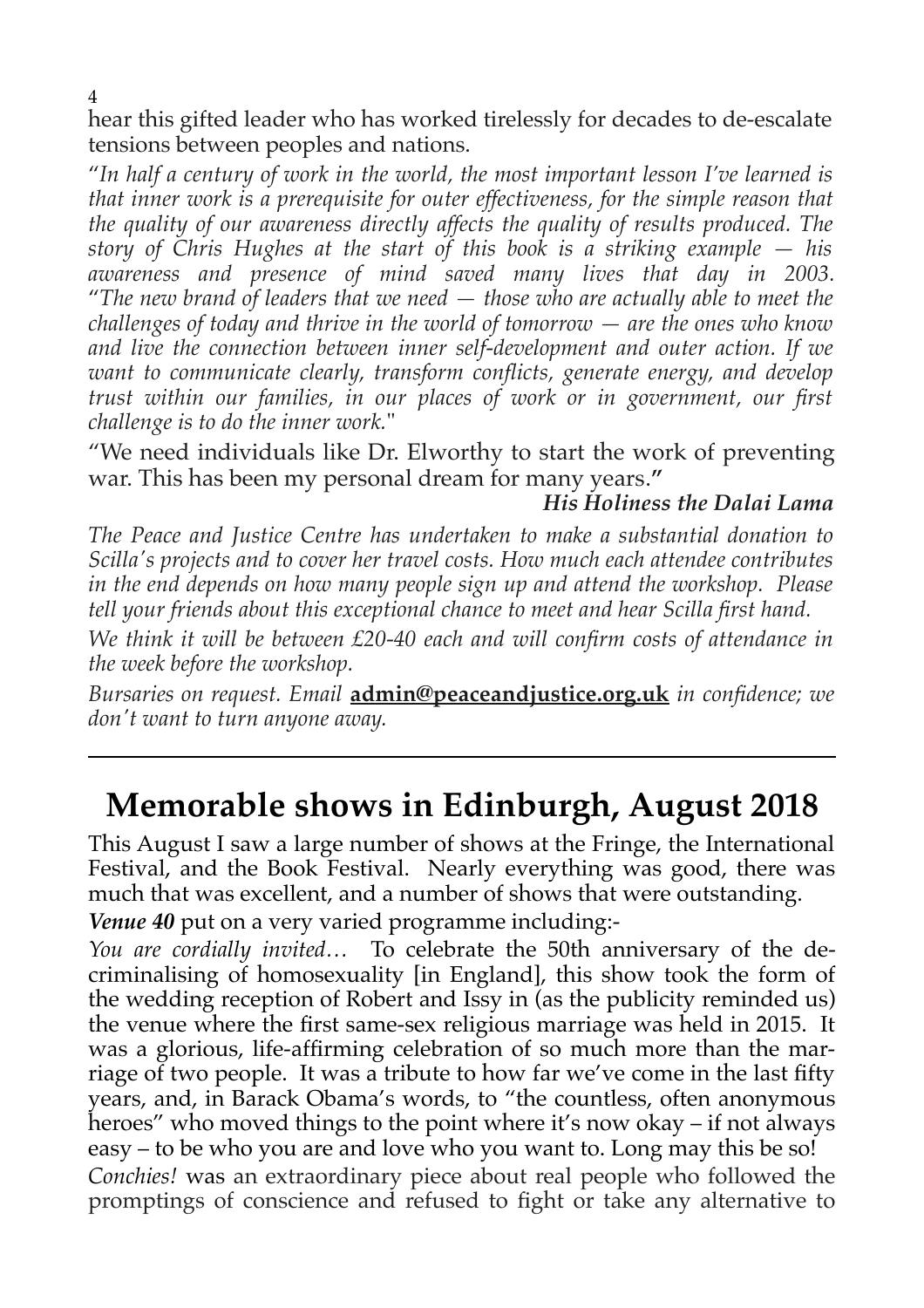hear this gifted leader who has worked tirelessly for decades to de-escalate tensions between peoples and nations.

"*In half a century of work in the world, the most important lesson I've learned is that inner work is a prerequisite for outer effectiveness, for the simple reason that the quality of our awareness directly affects the quality of results produced. The story of Chris Hughes at the start of this book is a striking example — his awareness and presence of mind saved many lives that day in 2003.* "*The new brand of leaders that we need — those who are actually able to meet the challenges of today and thrive in the world of tomorrow — are the ones who know and live the connection between inner self-development and outer action. If we want to communicate clearly, transform conflicts, generate energy, and develop trust within our families, in our places of work or in government, our first challenge is to do the inner work.*"

"We need individuals like Dr. Elworthy to start the work of preventing war. This has been my personal dream for many years."

***His Holiness the Dalai Lama***

*The Peace and Justice Centre has undertaken to make a substantial donation to Scilla's projects and to cover her travel costs. How much each attendee contributes in the end depends on how many people sign up and attend the workshop. Please tell your friends about this exceptional chance to meet and hear Scilla first hand.*

*We think it will be between £20-40 each and will confirm costs of attendance in the week before the workshop.*

*Bursaries on request. Email* **admin@peaceandjustice.org.uk** *in confidence; we don't want to turn anyone away.*

---

# Memorable shows in Edinburgh, August 2018

This August I saw a large number of shows at the Fringe, the International Festival, and the Book Festival. Nearly everything was good, there was much that was excellent, and a number of shows that were outstanding.

***Venue 40*** put on a very varied programme including:-

*You are cordially invited…* To celebrate the 50th anniversary of the decriminalising of homosexuality [in England], this show took the form of the wedding reception of Robert and Issy in (as the publicity reminded us) the venue where the first same-sex religious marriage was held in 2015. It was a glorious, life-affirming celebration of so much more than the marriage of two people. It was a tribute to how far we've come in the last fifty years, and, in Barack Obama's words, to "the countless, often anonymous heroes" who moved things to the point where it's now okay – if not always easy – to be who you are and love who you want to. Long may this be so!

*Conchies!* was an extraordinary piece about real people who followed the promptings of conscience and refused to fight or take any alternative to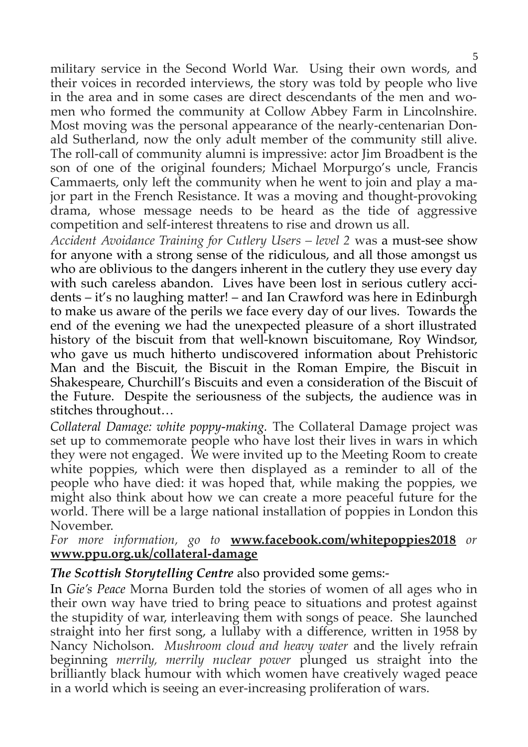military service in the Second World War. Using their own words, and their voices in recorded interviews, the story was told by people who live in the area and in some cases are direct descendants of the men and women who formed the community at Collow Abbey Farm in Lincolnshire. Most moving was the personal appearance of the nearly-centenarian Donald Sutherland, now the only adult member of the community still alive. The roll-call of community alumni is impressive: actor Jim Broadbent is the son of one of the original founders; Michael Morpurgo's uncle, Francis Cammaerts, only left the community when he went to join and play a major part in the French Resistance. It was a moving and thought-provoking drama, whose message needs to be heard as the tide of aggressive competition and self-interest threatens to rise and drown us all.

*Accident Avoidance Training for Cutlery Users – level 2* was a must-see show for anyone with a strong sense of the ridiculous, and all those amongst us who are oblivious to the dangers inherent in the cutlery they use every day with such careless abandon. Lives have been lost in serious cutlery accidents – it's no laughing matter! – and Ian Crawford was here in Edinburgh to make us aware of the perils we face every day of our lives. Towards the end of the evening we had the unexpected pleasure of a short illustrated history of the biscuit from that well-known biscuitomane, Roy Windsor, who gave us much hitherto undiscovered information about Prehistoric Man and the Biscuit, the Biscuit in the Roman Empire, the Biscuit in Shakespeare, Churchill's Biscuits and even a consideration of the Biscuit of the Future. Despite the seriousness of the subjects, the audience was in stitches throughout…

*Collateral Damage: white poppy-making.* The Collateral Damage project was set up to commemorate people who have lost their lives in wars in which they were not engaged. We were invited up to the Meeting Room to create white poppies, which were then displayed as a reminder to all of the people who have died: it was hoped that, while making the poppies, we might also think about how we can create a more peaceful future for the world. There will be a large national installation of poppies in London this November.

*For more information, go to* **www.facebook.com/whitepoppies2018** *or* **www.ppu.org.uk/collateral-damage**

***The Scottish Storytelling Centre*** also provided some gems:-

In *Gie's Peace* Morna Burden told the stories of women of all ages who in their own way have tried to bring peace to situations and protest against the stupidity of war, interleaving them with songs of peace. She launched straight into her first song, a lullaby with a difference, written in 1958 by Nancy Nicholson. *Mushroom cloud and heavy water* and the lively refrain beginning *merrily, merrily nuclear power* plunged us straight into the brilliantly black humour with which women have creatively waged peace in a world which is seeing an ever-increasing proliferation of wars.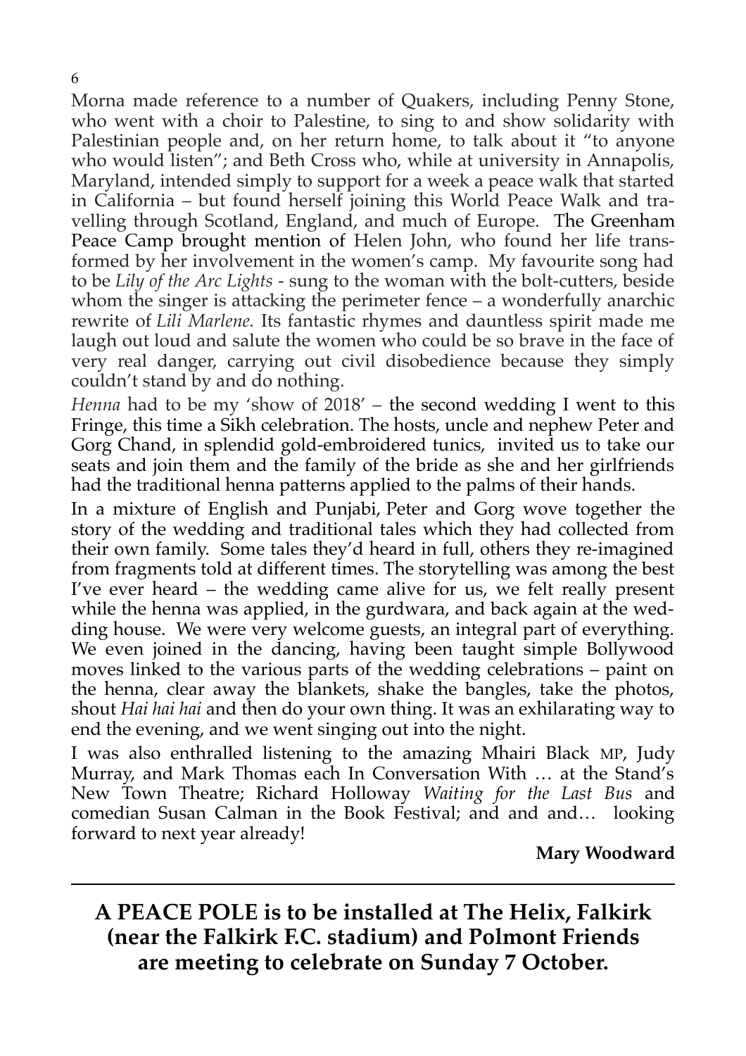Morna made reference to a number of Quakers, including Penny Stone, who went with a choir to Palestine, to sing to and show solidarity with Palestinian people and, on her return home, to talk about it "to anyone who would listen"; and Beth Cross who, while at university in Annapolis, Maryland, intended simply to support for a week a peace walk that started in California – but found herself joining this World Peace Walk and travelling through Scotland, England, and much of Europe. The Greenham Peace Camp brought mention of Helen John, who found her life transformed by her involvement in the women's camp. My favourite song had to be *Lily of the Arc Lights* - sung to the woman with the bolt-cutters, beside whom the singer is attacking the perimeter fence – a wonderfully anarchic rewrite of *Lili Marlene*. Its fantastic rhymes and dauntless spirit made me laugh out loud and salute the women who could be so brave in the face of very real danger, carrying out civil disobedience because they simply couldn't stand by and do nothing.

*Henna* had to be my 'show of 2018' – the second wedding I went to this Fringe, this time a Sikh celebration. The hosts, uncle and nephew Peter and Gorg Chand, in splendid gold-embroidered tunics, invited us to take our seats and join them and the family of the bride as she and her girlfriends had the traditional henna patterns applied to the palms of their hands.

In a mixture of English and Punjabi, Peter and Gorg wove together the story of the wedding and traditional tales which they had collected from their own family. Some tales they'd heard in full, others they re-imagined from fragments told at different times. The storytelling was among the best I've ever heard – the wedding came alive for us, we felt really present while the henna was applied, in the gurdwara, and back again at the wedding house. We were very welcome guests, an integral part of everything. We even joined in the dancing, having been taught simple Bollywood moves linked to the various parts of the wedding celebrations – paint on the henna, clear away the blankets, shake the bangles, take the photos, shout *Hai hai hai* and then do your own thing. It was an exhilarating way to end the evening, and we went singing out into the night.

I was also enthralled listening to the amazing Mhairi Black MP, Judy Murray, and Mark Thomas each In Conversation With … at the Stand's New Town Theatre; Richard Holloway *Waiting for the Last Bus* and comedian Susan Calman in the Book Festival; and and and… looking forward to next year already!

**Mary Woodward**

---

**A PEACE POLE is to be installed at The Helix, Falkirk (near the Falkirk F.C. stadium) and Polmont Friends are meeting to celebrate on Sunday 7 October.**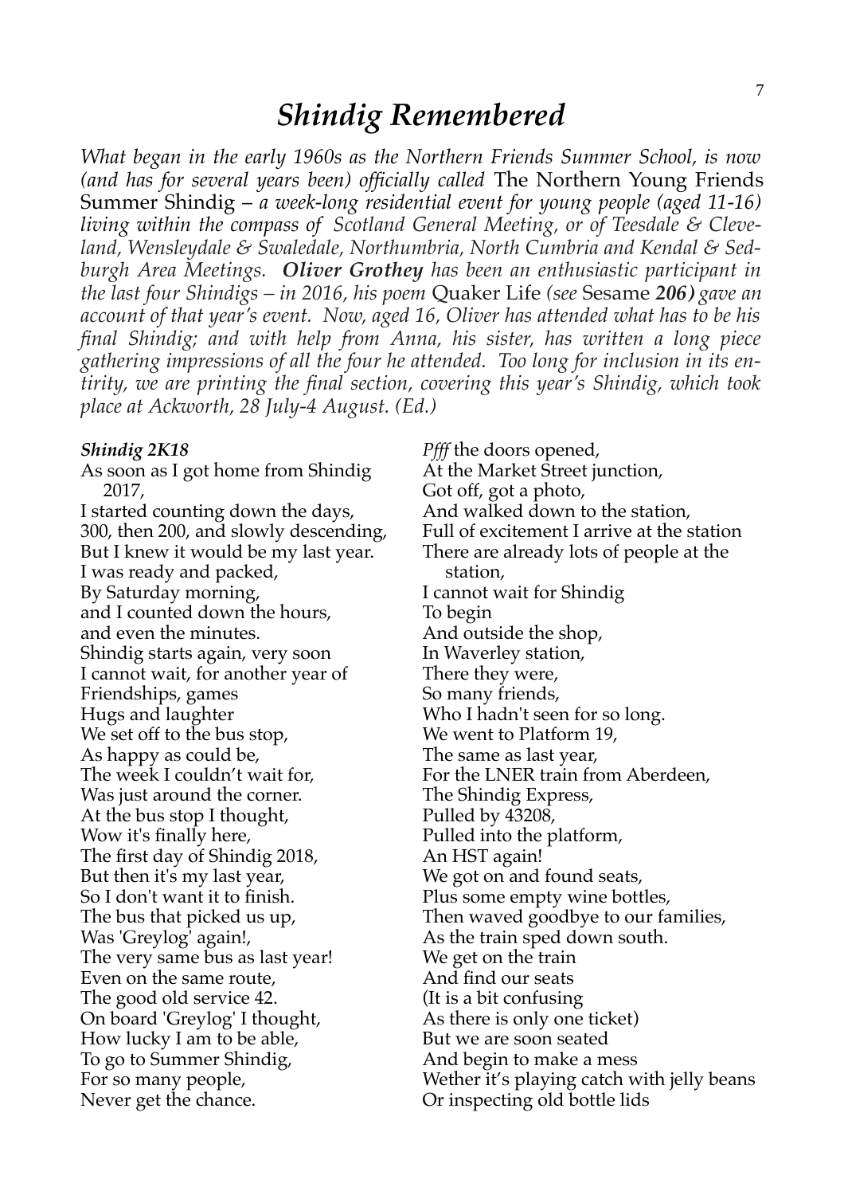# *Shindig Remembered*

*What began in the early 1960s as the Northern Friends Summer School, is now (and has for several years been) officially called* The Northern Young Friends Summer Shindig – *a week-long residential event for young people (aged 11-16) living within the compass of Scotland General Meeting, or of Teesdale & Cleveland, Wensleydale & Swaledale, Northumbria, North Cumbria and Kendal & Sedburgh Area Meetings.* ***Oliver Grothey*** *has been an enthusiastic participant in the last four Shindigs – in 2016, his poem* Quaker Life *(see* Sesame ***206****) gave an account of that year's event. Now, aged 16, Oliver has attended what has to be his final Shindig; and with help from Anna, his sister, has written a long piece gathering impressions of all the four he attended. Too long for inclusion in its entirity, we are printing the final section, covering this year's Shindig, which took place at Ackworth, 28 July-4 August. (Ed.)*

***Shindig 2K18***

As soon as I got home from Shindig 2017,  
I started counting down the days,  
300, then 200, and slowly descending,  
But I knew it would be my last year.  
I was ready and packed,  
By Saturday morning,  
and I counted down the hours,  
and even the minutes.  
Shindig starts again, very soon  
I cannot wait, for another year of  
Friendships, games  
Hugs and laughter  
We set off to the bus stop,  
As happy as could be,  
The week I couldn't wait for,  
Was just around the corner.  
At the bus stop I thought,  
Wow it's finally here,  
The first day of Shindig 2018,  
But then it's my last year,  
So I don't want it to finish.  
The bus that picked us up,  
Was 'Greylog' again!,  
The very same bus as last year!  
Even on the same route,  
The good old service 42.  
On board 'Greylog' I thought,  
How lucky I am to be able,  
To go to Summer Shindig,  
For so many people,  
Never get the chance.

*Pfff* the doors opened,  
At the Market Street junction,  
Got off, got a photo,  
And walked down to the station,  
Full of excitement I arrive at the station  
There are already lots of people at the station,  
I cannot wait for Shindig  
To begin  
And outside the shop,  
In Waverley station,  
There they were,  
So many friends,  
Who I hadn't seen for so long.  
We went to Platform 19,  
The same as last year,  
For the LNER train from Aberdeen,  
The Shindig Express,  
Pulled by 43208,  
Pulled into the platform,  
An HST again!  
We got on and found seats,  
Plus some empty wine bottles,  
Then waved goodbye to our families,  
As the train sped down south.  
We get on the train  
And find our seats  
(It is a bit confusing  
As there is only one ticket)  
But we are soon seated  
And begin to make a mess  
Wether it's playing catch with jelly beans  
Or inspecting old bottle lids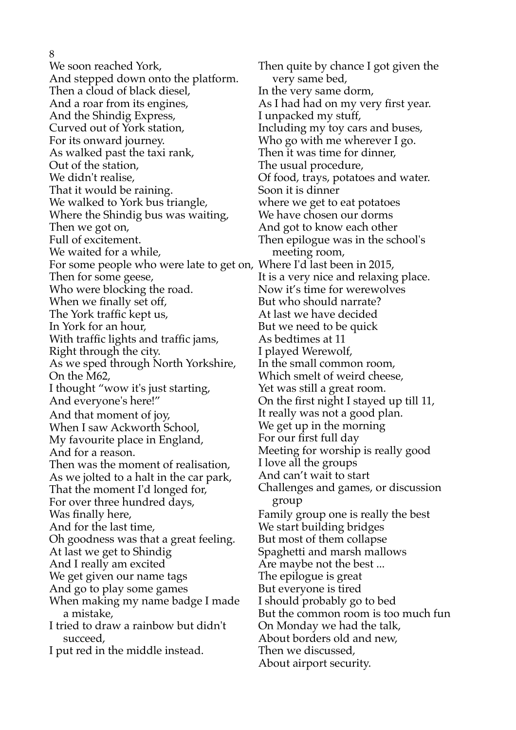We soon reached York,
And stepped down onto the platform.
Then a cloud of black diesel,
And a roar from its engines,
And the Shindig Express,
Curved out of York station,
For its onward journey.
As walked past the taxi rank,
Out of the station,
We didn't realise,
That it would be raining.
We walked to York bus triangle,
Where the Shindig bus was waiting,
Then we got on,
Full of excitement.
We waited for a while,
For some people who were late to get on,
Then for some geese,
Who were blocking the road.
When we finally set off,
The York traffic kept us,
In York for an hour,
With traffic lights and traffic jams,
Right through the city.
As we sped through North Yorkshire,
On the M62,
I thought “wow it's just starting,
And everyone's here!”
And that moment of joy,
When I saw Ackworth School,
My favourite place in England,
And for a reason.
Then was the moment of realisation,
As we jolted to a halt in the car park,
That the moment I'd longed for,
For over three hundred days,
Was finally here,
And for the last time,
Oh goodness was that a great feeling.
At last we get to Shindig
And I really am excited
We get given our name tags
And go to play some games
When making my name badge I made a mistake,
I tried to draw a rainbow but didn't succeed,
I put red in the middle instead.
Then quite by chance I got given the very same bed,
In the very same dorm,
As I had had on my very first year.
I unpacked my stuff,
Including my toy cars and buses,
Who go with me wherever I go.
Then it was time for dinner,
The usual procedure,
Of food, trays, potatoes and water.
Soon it is dinner
where we get to eat potatoes
We have chosen our dorms
And got to know each other
Then epilogue was in the school's meeting room,
Where I'd last been in 2015,
It is a very nice and relaxing place.
Now it’s time for werewolves
But who should narrate?
At last we have decided
But we need to be quick
As bedtimes at 11
I played Werewolf,
In the small common room,
Which smelt of weird cheese,
Yet was still a great room.
On the first night I stayed up till 11,
It really was not a good plan.
We get up in the morning
For our first full day
Meeting for worship is really good
I love all the groups
And can’t wait to start
Challenges and games, or discussion group
Family group one is really the best
We start building bridges
But most of them collapse
Spaghetti and marsh mallows
Are maybe not the best ...
The epilogue is great
But everyone is tired
I should probably go to bed
But the common room is too much fun
On Monday we had the talk,
About borders old and new,
Then we discussed,
About airport security.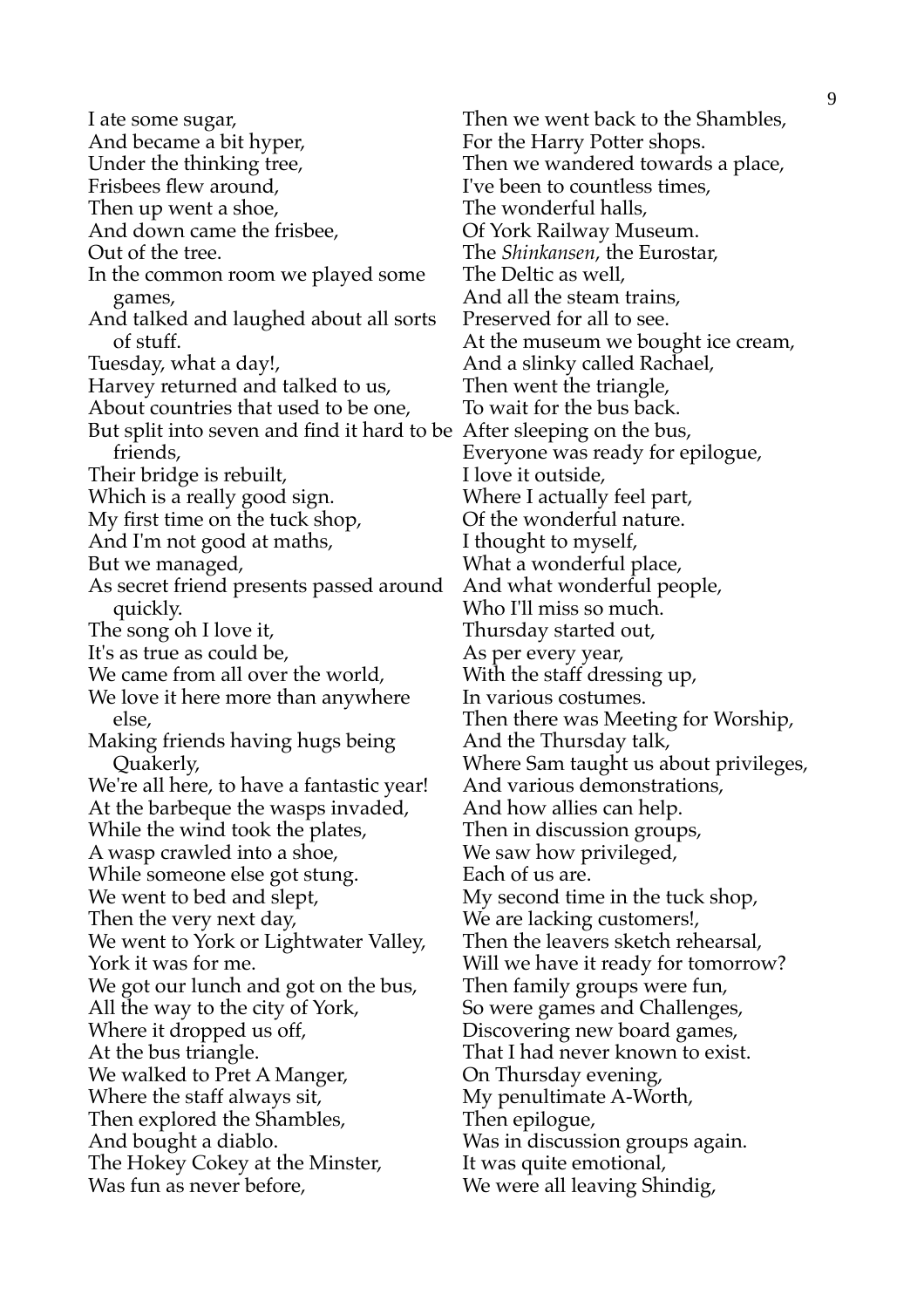I ate some sugar,
And became a bit hyper,
Under the thinking tree,
Frisbees flew around,
Then up went a shoe,
And down came the frisbee,
Out of the tree.
In the common room we played some games,
And talked and laughed about all sorts of stuff.
Tuesday, what a day!,
Harvey returned and talked to us,
About countries that used to be one,
But split into seven and find it hard to be friends,
Their bridge is rebuilt,
Which is a really good sign.
My first time on the tuck shop,
And I'm not good at maths,
But we managed,
As secret friend presents passed around quickly.
The song oh I love it,
It's as true as could be,
We came from all over the world,
We love it here more than anywhere else,
Making friends having hugs being Quakerly,
We're all here, to have a fantastic year!
At the barbeque the wasps invaded,
While the wind took the plates,
A wasp crawled into a shoe,
While someone else got stung.
We went to bed and slept,
Then the very next day,
We went to York or Lightwater Valley,
York it was for me.
We got our lunch and got on the bus,
All the way to the city of York,
Where it dropped us off,
At the bus triangle.
We walked to Pret A Manger,
Where the staff always sit,
Then explored the Shambles,
And bought a diablo.
The Hokey Cokey at the Minster,
Was fun as never before,
Then we went back to the Shambles,
For the Harry Potter shops.
Then we wandered towards a place,
I've been to countless times,
The wonderful halls,
Of York Railway Museum.
The *Shinkansen*, the Eurostar,
The Deltic as well,
And all the steam trains,
Preserved for all to see.
At the museum we bought ice cream,
And a slinky called Rachael,
Then went the triangle,
To wait for the bus back.
After sleeping on the bus,
Everyone was ready for epilogue,
I love it outside,
Where I actually feel part,
Of the wonderful nature.
I thought to myself,
What a wonderful place,
And what wonderful people,
Who I'll miss so much.
Thursday started out,
As per every year,
With the staff dressing up,
In various costumes.
Then there was Meeting for Worship,
And the Thursday talk,
Where Sam taught us about privileges,
And various demonstrations,
And how allies can help.
Then in discussion groups,
We saw how privileged,
Each of us are.
My second time in the tuck shop,
We are lacking customers!,
Then the leavers sketch rehearsal,
Will we have it ready for tomorrow?
Then family groups were fun,
So were games and Challenges,
Discovering new board games,
That I had never known to exist.
On Thursday evening,
My penultimate A-Worth,
Then epilogue,
Was in discussion groups again.
It was quite emotional,
We were all leaving Shindig,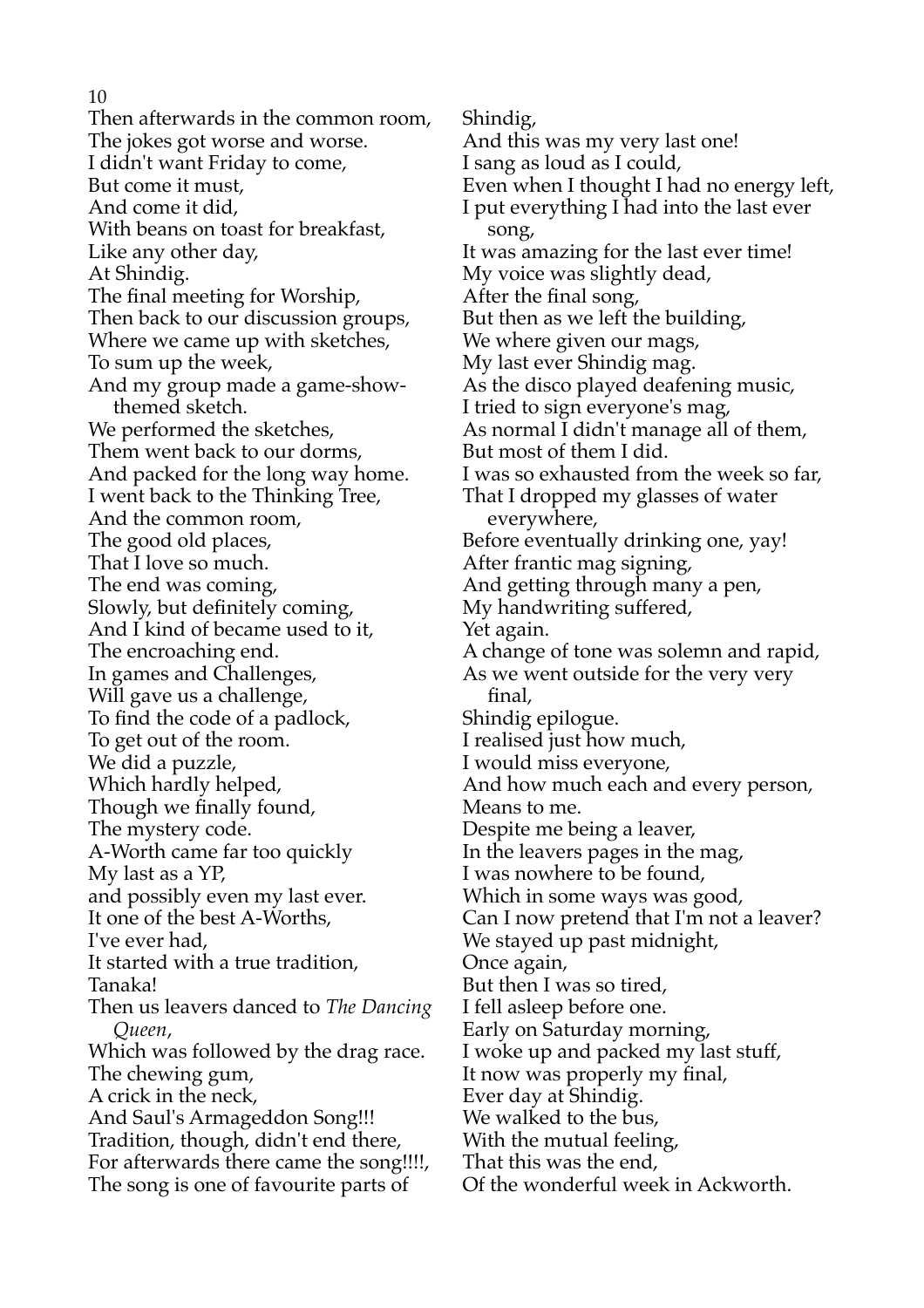Then afterwards in the common room,
The jokes got worse and worse.
I didn't want Friday to come,
But come it must,
And come it did,
With beans on toast for breakfast,
Like any other day,
At Shindig.
The final meeting for Worship,
Then back to our discussion groups,
Where we came up with sketches,
To sum up the week,
And my group made a game-show-themed sketch.
We performed the sketches,
Them went back to our dorms,
And packed for the long way home.
I went back to the Thinking Tree,
And the common room,
The good old places,
That I love so much.
The end was coming,
Slowly, but definitely coming,
And I kind of became used to it,
The encroaching end.
In games and Challenges,
Will gave us a challenge,
To find the code of a padlock,
To get out of the room.
We did a puzzle,
Which hardly helped,
Though we finally found,
The mystery code.
A-Worth came far too quickly
My last as a YP,
and possibly even my last ever.
It one of the best A-Worths,
I've ever had,
It started with a true tradition,
Tanaka!
Then us leavers danced to *The Dancing Queen*,
Which was followed by the drag race.
The chewing gum,
A crick in the neck,
And Saul's Armageddon Song!!!
Tradition, though, didn't end there,
For afterwards there came the song!!!!,
The song is one of favourite parts of
Shindig,
And this was my very last one!
I sang as loud as I could,
Even when I thought I had no energy left,
I put everything I had into the last ever song,
It was amazing for the last ever time!
My voice was slightly dead,
After the final song,
But then as we left the building,
We where given our mags,
My last ever Shindig mag.
As the disco played deafening music,
I tried to sign everyone's mag,
As normal I didn't manage all of them,
But most of them I did.
I was so exhausted from the week so far,
That I dropped my glasses of water everywhere,
Before eventually drinking one, yay!
After frantic mag signing,
And getting through many a pen,
My handwriting suffered,
Yet again.
A change of tone was solemn and rapid,
As we went outside for the very very final,
Shindig epilogue.
I realised just how much,
I would miss everyone,
And how much each and every person,
Means to me.
Despite me being a leaver,
In the leavers pages in the mag,
I was nowhere to be found,
Which in some ways was good,
Can I now pretend that I'm not a leaver?
We stayed up past midnight,
Once again,
But then I was so tired,
I fell asleep before one.
Early on Saturday morning,
I woke up and packed my last stuff,
It now was properly my final,
Ever day at Shindig.
We walked to the bus,
With the mutual feeling,
That this was the end,
Of the wonderful week in Ackworth.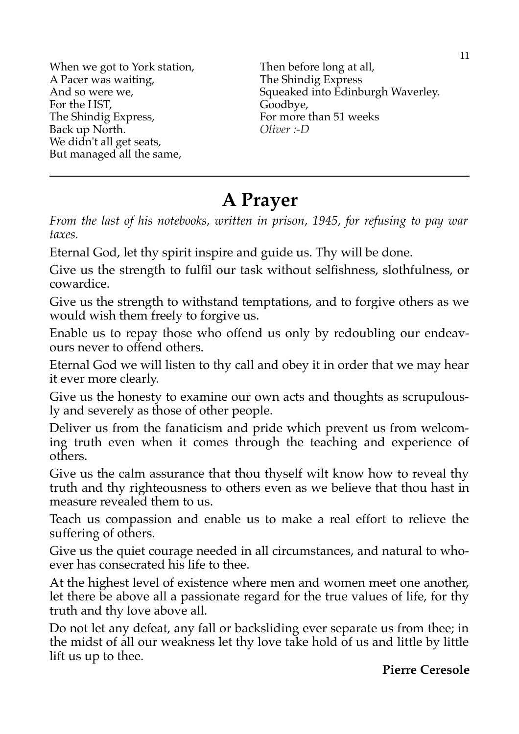When we got to York station,
A Pacer was waiting,
And so were we,
For the HST,
The Shindig Express,
Back up North.
We didn't all get seats,
But managed all the same,

Then before long at all,
The Shindig Express
Squeaked into Edinburgh Waverley.
Goodbye,
For more than 51 weeks
*Oliver :-D*

---

# A Prayer

*From the last of his notebooks, written in prison, 1945, for refusing to pay war taxes.*

Eternal God, let thy spirit inspire and guide us. Thy will be done.

Give us the strength to fulfil our task without selfishness, slothfulness, or cowardice.

Give us the strength to withstand temptations, and to forgive others as we would wish them freely to forgive us.

Enable us to repay those who offend us only by redoubling our endeavours never to offend others.

Eternal God we will listen to thy call and obey it in order that we may hear it ever more clearly.

Give us the honesty to examine our own acts and thoughts as scrupulously and severely as those of other people.

Deliver us from the fanaticism and pride which prevent us from welcoming truth even when it comes through the teaching and experience of others.

Give us the calm assurance that thou thyself wilt know how to reveal thy truth and thy righteousness to others even as we believe that thou hast in measure revealed them to us.

Teach us compassion and enable us to make a real effort to relieve the suffering of others.

Give us the quiet courage needed in all circumstances, and natural to whoever has consecrated his life to thee.

At the highest level of existence where men and women meet one another, let there be above all a passionate regard for the true values of life, for thy truth and thy love above all.

Do not let any defeat, any fall or backsliding ever separate us from thee; in the midst of all our weakness let thy love take hold of us and little by little lift us up to thee.

**Pierre Ceresole**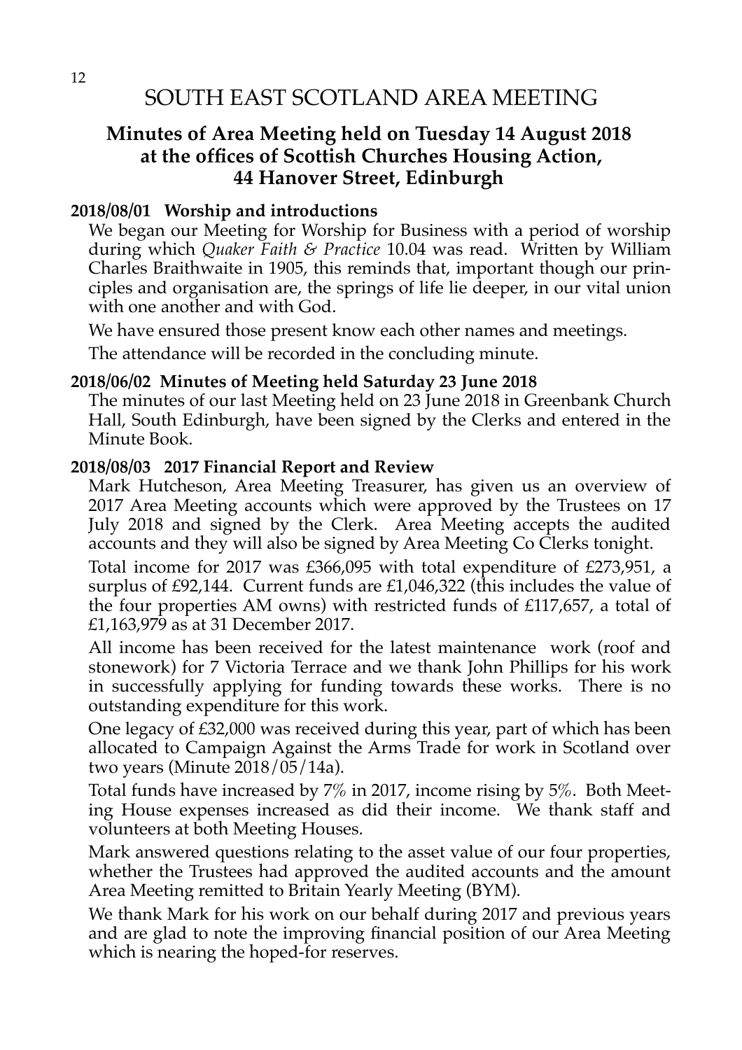# SOUTH EAST SCOTLAND AREA MEETING

## Minutes of Area Meeting held on Tuesday 14 August 2018 at the offices of Scottish Churches Housing Action, 44 Hanover Street, Edinburgh

### 2018/08/01 Worship and introductions

We began our Meeting for Worship for Business with a period of worship during which *Quaker Faith & Practice* 10.04 was read. Written by William Charles Braithwaite in 1905, this reminds that, important though our principles and organisation are, the springs of life lie deeper, in our vital union with one another and with God.

We have ensured those present know each other names and meetings.

The attendance will be recorded in the concluding minute.

### 2018/06/02 Minutes of Meeting held Saturday 23 June 2018

The minutes of our last Meeting held on 23 June 2018 in Greenbank Church Hall, South Edinburgh, have been signed by the Clerks and entered in the Minute Book.

### 2018/08/03 2017 Financial Report and Review

Mark Hutcheson, Area Meeting Treasurer, has given us an overview of 2017 Area Meeting accounts which were approved by the Trustees on 17 July 2018 and signed by the Clerk. Area Meeting accepts the audited accounts and they will also be signed by Area Meeting Co Clerks tonight.

Total income for 2017 was £366,095 with total expenditure of £273,951, a surplus of £92,144. Current funds are £1,046,322 (this includes the value of the four properties AM owns) with restricted funds of £117,657, a total of £1,163,979 as at 31 December 2017.

All income has been received for the latest maintenance work (roof and stonework) for 7 Victoria Terrace and we thank John Phillips for his work in successfully applying for funding towards these works. There is no outstanding expenditure for this work.

One legacy of £32,000 was received during this year, part of which has been allocated to Campaign Against the Arms Trade for work in Scotland over two years (Minute 2018/05/14a).

Total funds have increased by 7% in 2017, income rising by 5%. Both Meeting House expenses increased as did their income. We thank staff and volunteers at both Meeting Houses.

Mark answered questions relating to the asset value of our four properties, whether the Trustees had approved the audited accounts and the amount Area Meeting remitted to Britain Yearly Meeting (BYM).

We thank Mark for his work on our behalf during 2017 and previous years and are glad to note the improving financial position of our Area Meeting which is nearing the hoped-for reserves.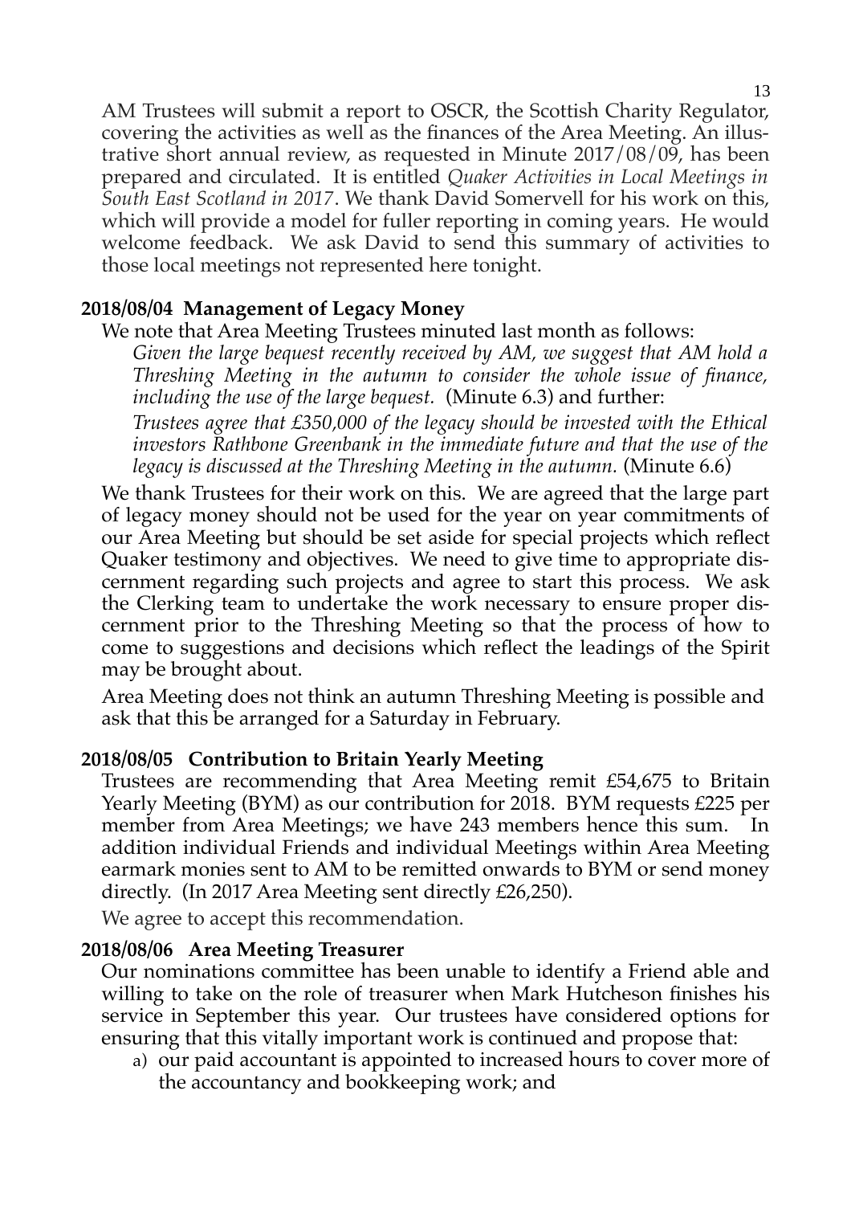AM Trustees will submit a report to OSCR, the Scottish Charity Regulator, covering the activities as well as the finances of the Area Meeting. An illustrative short annual review, as requested in Minute 2017/08/09, has been prepared and circulated. It is entitled *Quaker Activities in Local Meetings in South East Scotland in 2017*. We thank David Somervell for his work on this, which will provide a model for fuller reporting in coming years. He would welcome feedback. We ask David to send this summary of activities to those local meetings not represented here tonight.

**2018/08/04 Management of Legacy Money**

We note that Area Meeting Trustees minuted last month as follows:

*Given the large bequest recently received by AM, we suggest that AM hold a Threshing Meeting in the autumn to consider the whole issue of finance, including the use of the large bequest.* (Minute 6.3) and further:

*Trustees agree that £350,000 of the legacy should be invested with the Ethical investors Rathbone Greenbank in the immediate future and that the use of the legacy is discussed at the Threshing Meeting in the autumn.* (Minute 6.6)

We thank Trustees for their work on this. We are agreed that the large part of legacy money should not be used for the year on year commitments of our Area Meeting but should be set aside for special projects which reflect Quaker testimony and objectives. We need to give time to appropriate discernment regarding such projects and agree to start this process. We ask the Clerking team to undertake the work necessary to ensure proper discernment prior to the Threshing Meeting so that the process of how to come to suggestions and decisions which reflect the leadings of the Spirit may be brought about.

Area Meeting does not think an autumn Threshing Meeting is possible and ask that this be arranged for a Saturday in February.

**2018/08/05 Contribution to Britain Yearly Meeting**

Trustees are recommending that Area Meeting remit £54,675 to Britain Yearly Meeting (BYM) as our contribution for 2018. BYM requests £225 per member from Area Meetings; we have 243 members hence this sum. In addition individual Friends and individual Meetings within Area Meeting earmark monies sent to AM to be remitted onwards to BYM or send money directly. (In 2017 Area Meeting sent directly £26,250).

We agree to accept this recommendation.

**2018/08/06 Area Meeting Treasurer**

Our nominations committee has been unable to identify a Friend able and willing to take on the role of treasurer when Mark Hutcheson finishes his service in September this year. Our trustees have considered options for ensuring that this vitally important work is continued and propose that:

a) our paid accountant is appointed to increased hours to cover more of the accountancy and bookkeeping work; and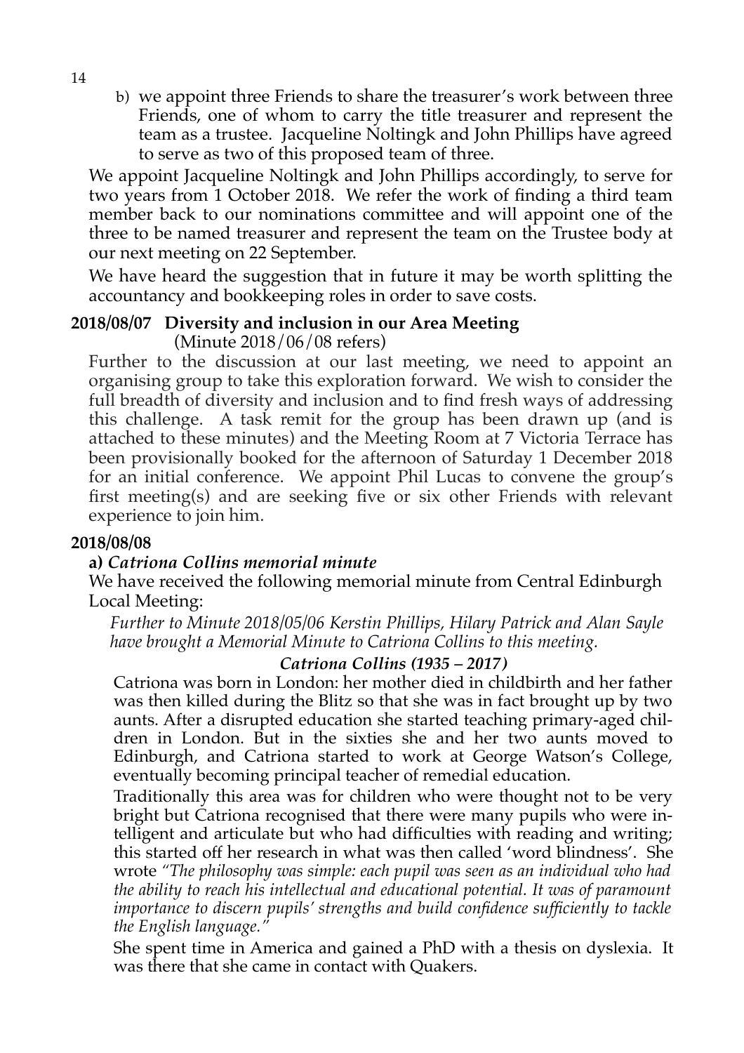b) we appoint three Friends to share the treasurer's work between three Friends, one of whom to carry the title treasurer and represent the team as a trustee. Jacqueline Noltingk and John Phillips have agreed to serve as two of this proposed team of three.

We appoint Jacqueline Noltingk and John Phillips accordingly, to serve for two years from 1 October 2018. We refer the work of finding a third team member back to our nominations committee and will appoint one of the three to be named treasurer and represent the team on the Trustee body at our next meeting on 22 September.

We have heard the suggestion that in future it may be worth splitting the accountancy and bookkeeping roles in order to save costs.

### 2018/08/07 Diversity and inclusion in our Area Meeting

(Minute 2018/06/08 refers)

Further to the discussion at our last meeting, we need to appoint an organising group to take this exploration forward. We wish to consider the full breadth of diversity and inclusion and to find fresh ways of addressing this challenge. A task remit for the group has been drawn up (and is attached to these minutes) and the Meeting Room at 7 Victoria Terrace has been provisionally booked for the afternoon of Saturday 1 December 2018 for an initial conference. We appoint Phil Lucas to convene the group's first meeting(s) and are seeking five or six other Friends with relevant experience to join him.

### 2018/08/08

**a)** ***Catriona Collins memorial minute***

We have received the following memorial minute from Central Edinburgh Local Meeting:

*Further to Minute 2018/05/06 Kerstin Phillips, Hilary Patrick and Alan Sayle have brought a Memorial Minute to Catriona Collins to this meeting.*

***Catriona Collins (1935 – 2017)***

Catriona was born in London: her mother died in childbirth and her father was then killed during the Blitz so that she was in fact brought up by two aunts. After a disrupted education she started teaching primary-aged children in London. But in the sixties she and her two aunts moved to Edinburgh, and Catriona started to work at George Watson's College, eventually becoming principal teacher of remedial education.

Traditionally this area was for children who were thought not to be very bright but Catriona recognised that there were many pupils who were intelligent and articulate but who had difficulties with reading and writing; this started off her research in what was then called 'word blindness'. She wrote *"The philosophy was simple: each pupil was seen as an individual who had the ability to reach his intellectual and educational potential. It was of paramount importance to discern pupils' strengths and build confidence sufficiently to tackle the English language."*

She spent time in America and gained a PhD with a thesis on dyslexia. It was there that she came in contact with Quakers.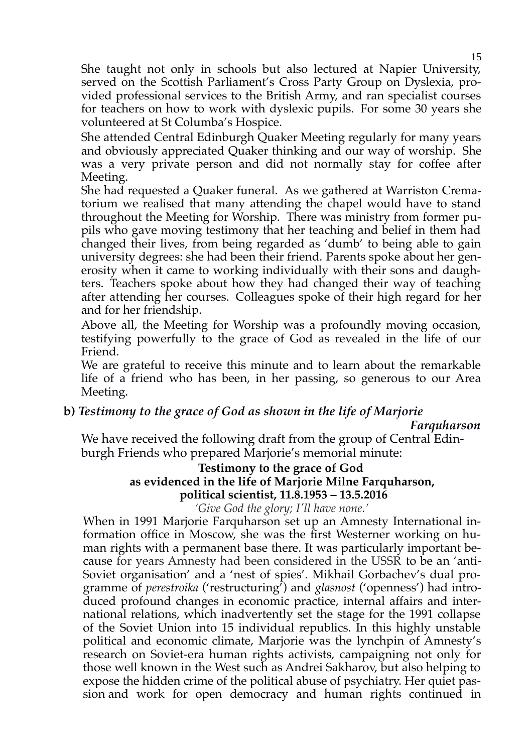She taught not only in schools but also lectured at Napier University, served on the Scottish Parliament's Cross Party Group on Dyslexia, provided professional services to the British Army, and ran specialist courses for teachers on how to work with dyslexic pupils. For some 30 years she volunteered at St Columba's Hospice.

She attended Central Edinburgh Quaker Meeting regularly for many years and obviously appreciated Quaker thinking and our way of worship. She was a very private person and did not normally stay for coffee after Meeting.

She had requested a Quaker funeral. As we gathered at Warriston Crematorium we realised that many attending the chapel would have to stand throughout the Meeting for Worship. There was ministry from former pupils who gave moving testimony that her teaching and belief in them had changed their lives, from being regarded as 'dumb' to being able to gain university degrees: she had been their friend. Parents spoke about her generosity when it came to working individually with their sons and daughters. Teachers spoke about how they had changed their way of teaching after attending her courses. Colleagues spoke of their high regard for her and for her friendship.

Above all, the Meeting for Worship was a profoundly moving occasion, testifying powerfully to the grace of God as revealed in the life of our Friend.

We are grateful to receive this minute and to learn about the remarkable life of a friend who has been, in her passing, so generous to our Area Meeting.

**b)** ***Testimony to the grace of God as shown in the life of Marjorie Farquharson***

We have received the following draft from the group of Central Edinburgh Friends who prepared Marjorie's memorial minute:

**Testimony to the grace of God**
**as evidenced in the life of Marjorie Milne Farquharson,**
**political scientist, 11.8.1953 – 13.5.2016**

*'Give God the glory; I'll have none.'*

When in 1991 Marjorie Farquharson set up an Amnesty International information office in Moscow, she was the first Westerner working on human rights with a permanent base there. It was particularly important because for years Amnesty had been considered in the USSR to be an 'anti-Soviet organisation' and a 'nest of spies'. Mikhail Gorbachev's dual programme of *perestroika* ('restructuring') and *glasnost* ('openness') had introduced profound changes in economic practice, internal affairs and international relations, which inadvertently set the stage for the 1991 collapse of the Soviet Union into 15 individual republics. In this highly unstable political and economic climate, Marjorie was the lynchpin of Amnesty's research on Soviet-era human rights activists, campaigning not only for those well known in the West such as Andrei Sakharov, but also helping to expose the hidden crime of the political abuse of psychiatry. Her quiet passion and work for open democracy and human rights continued in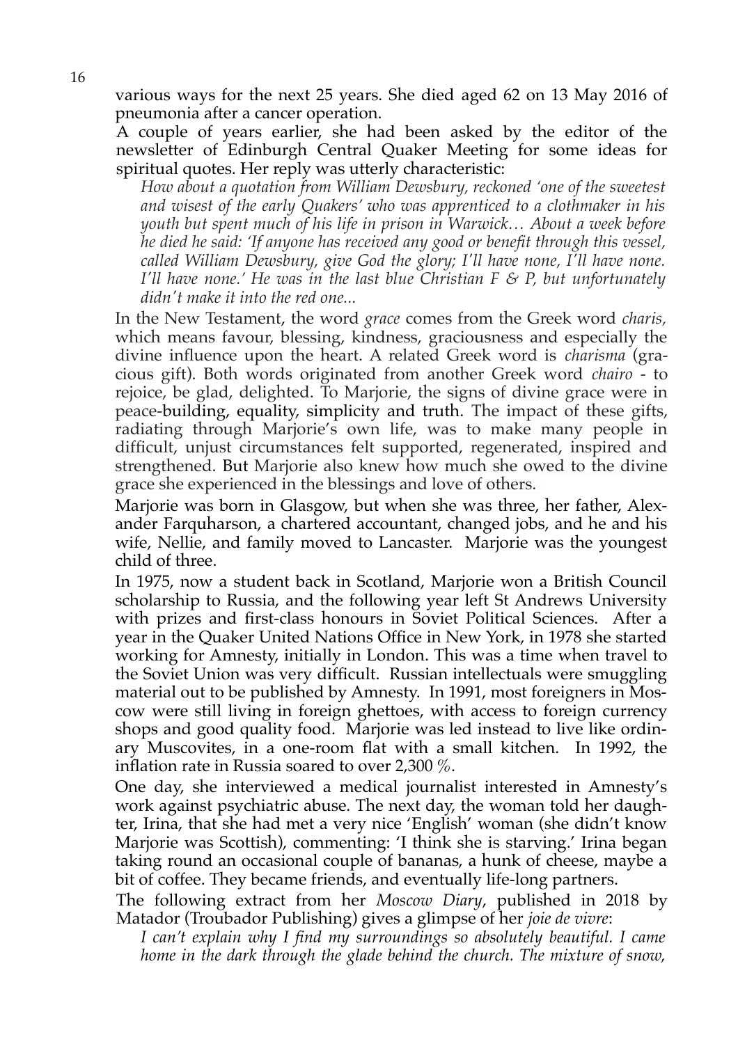various ways for the next 25 years. She died aged 62 on 13 May 2016 of pneumonia after a cancer operation.

A couple of years earlier, she had been asked by the editor of the newsletter of Edinburgh Central Quaker Meeting for some ideas for spiritual quotes. Her reply was utterly characteristic:

> *How about a quotation from William Dewsbury, reckoned 'one of the sweetest and wisest of the early Quakers' who was apprenticed to a clothmaker in his youth but spent much of his life in prison in Warwick… About a week before he died he said: 'If anyone has received any good or benefit through this vessel, called William Dewsbury, give God the glory; I'll have none, I'll have none. I'll have none.' He was in the last blue Christian F & P, but unfortunately didn't make it into the red one...*

In the New Testament, the word *grace* comes from the Greek word *charis*, which means favour, blessing, kindness, graciousness and especially the divine influence upon the heart. A related Greek word is *charisma* (gracious gift). Both words originated from another Greek word *chairo* - to rejoice, be glad, delighted. To Marjorie, the signs of divine grace were in peace-building, equality, simplicity and truth. The impact of these gifts, radiating through Marjorie's own life, was to make many people in difficult, unjust circumstances felt supported, regenerated, inspired and strengthened. But Marjorie also knew how much she owed to the divine grace she experienced in the blessings and love of others.

Marjorie was born in Glasgow, but when she was three, her father, Alexander Farquharson, a chartered accountant, changed jobs, and he and his wife, Nellie, and family moved to Lancaster. Marjorie was the youngest child of three.

In 1975, now a student back in Scotland, Marjorie won a British Council scholarship to Russia, and the following year left St Andrews University with prizes and first-class honours in Soviet Political Sciences. After a year in the Quaker United Nations Office in New York, in 1978 she started working for Amnesty, initially in London. This was a time when travel to the Soviet Union was very difficult. Russian intellectuals were smuggling material out to be published by Amnesty. In 1991, most foreigners in Moscow were still living in foreign ghettoes, with access to foreign currency shops and good quality food. Marjorie was led instead to live like ordinary Muscovites, in a one-room flat with a small kitchen. In 1992, the inflation rate in Russia soared to over 2,300 %.

One day, she interviewed a medical journalist interested in Amnesty's work against psychiatric abuse. The next day, the woman told her daughter, Irina, that she had met a very nice 'English' woman (she didn't know Marjorie was Scottish), commenting: 'I think she is starving.' Irina began taking round an occasional couple of bananas, a hunk of cheese, maybe a bit of coffee. They became friends, and eventually life-long partners.

The following extract from her *Moscow Diary*, published in 2018 by Matador (Troubador Publishing) gives a glimpse of her *joie de vivre*:

> *I can't explain why I find my surroundings so absolutely beautiful. I came home in the dark through the glade behind the church. The mixture of snow,*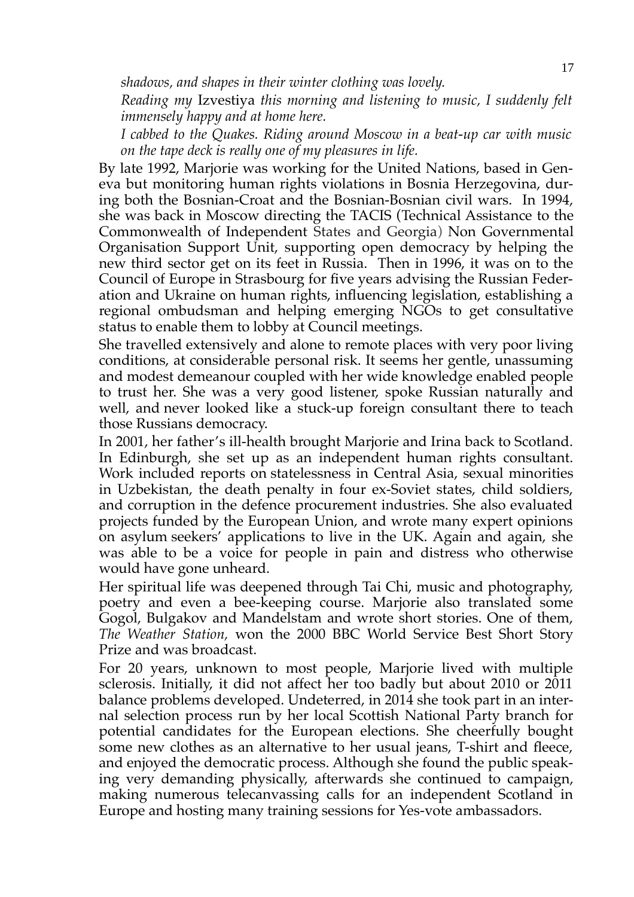*shadows, and shapes in their winter clothing was lovely.*

*Reading my* Izvestiya *this morning and listening to music, I suddenly felt immensely happy and at home here.*

*I cabbed to the Quakes. Riding around Moscow in a beat-up car with music on the tape deck is really one of my pleasures in life.*

By late 1992, Marjorie was working for the United Nations, based in Geneva but monitoring human rights violations in Bosnia Herzegovina, during both the Bosnian-Croat and the Bosnian-Bosnian civil wars. In 1994, she was back in Moscow directing the TACIS (Technical Assistance to the Commonwealth of Independent States and Georgia) Non Governmental Organisation Support Unit, supporting open democracy by helping the new third sector get on its feet in Russia. Then in 1996, it was on to the Council of Europe in Strasbourg for five years advising the Russian Federation and Ukraine on human rights, influencing legislation, establishing a regional ombudsman and helping emerging NGOs to get consultative status to enable them to lobby at Council meetings.

She travelled extensively and alone to remote places with very poor living conditions, at considerable personal risk. It seems her gentle, unassuming and modest demeanour coupled with her wide knowledge enabled people to trust her. She was a very good listener, spoke Russian naturally and well, and never looked like a stuck-up foreign consultant there to teach those Russians democracy.

In 2001, her father's ill-health brought Marjorie and Irina back to Scotland. In Edinburgh, she set up as an independent human rights consultant. Work included reports on statelessness in Central Asia, sexual minorities in Uzbekistan, the death penalty in four ex-Soviet states, child soldiers, and corruption in the defence procurement industries. She also evaluated projects funded by the European Union, and wrote many expert opinions on asylum seekers' applications to live in the UK. Again and again, she was able to be a voice for people in pain and distress who otherwise would have gone unheard.

Her spiritual life was deepened through Tai Chi, music and photography, poetry and even a bee-keeping course. Marjorie also translated some Gogol, Bulgakov and Mandelstam and wrote short stories. One of them, *The Weather Station*, won the 2000 BBC World Service Best Short Story Prize and was broadcast.

For 20 years, unknown to most people, Marjorie lived with multiple sclerosis. Initially, it did not affect her too badly but about 2010 or 2011 balance problems developed. Undeterred, in 2014 she took part in an internal selection process run by her local Scottish National Party branch for potential candidates for the European elections. She cheerfully bought some new clothes as an alternative to her usual jeans, T-shirt and fleece, and enjoyed the democratic process. Although she found the public speaking very demanding physically, afterwards she continued to campaign, making numerous telecanvassing calls for an independent Scotland in Europe and hosting many training sessions for Yes-vote ambassadors.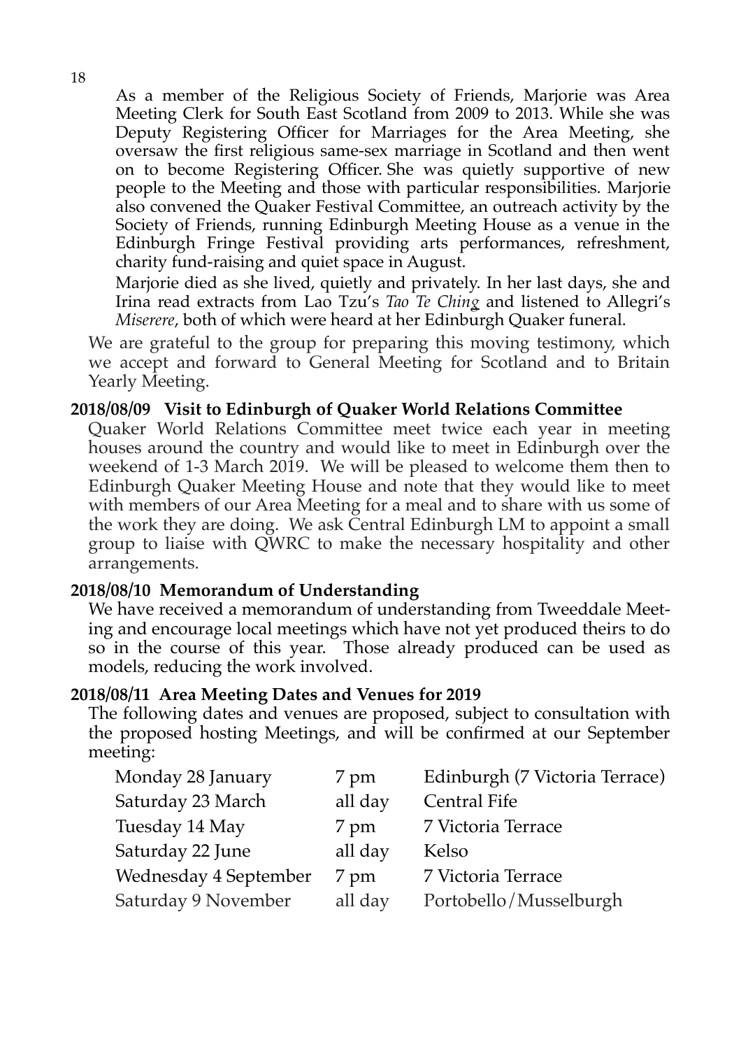As a member of the Religious Society of Friends, Marjorie was Area Meeting Clerk for South East Scotland from 2009 to 2013. While she was Deputy Registering Officer for Marriages for the Area Meeting, she oversaw the first religious same-sex marriage in Scotland and then went on to become Registering Officer. She was quietly supportive of new people to the Meeting and those with particular responsibilities. Marjorie also convened the Quaker Festival Committee, an outreach activity by the Society of Friends, running Edinburgh Meeting House as a venue in the Edinburgh Fringe Festival providing arts performances, refreshment, charity fund-raising and quiet space in August.

Marjorie died as she lived, quietly and privately. In her last days, she and Irina read extracts from Lao Tzu's *Tao Te Ching* and listened to Allegri's *Miserere*, both of which were heard at her Edinburgh Quaker funeral.

We are grateful to the group for preparing this moving testimony, which we accept and forward to General Meeting for Scotland and to Britain Yearly Meeting.

**2018/08/09 Visit to Edinburgh of Quaker World Relations Committee**

Quaker World Relations Committee meet twice each year in meeting houses around the country and would like to meet in Edinburgh over the weekend of 1-3 March 2019. We will be pleased to welcome them then to Edinburgh Quaker Meeting House and note that they would like to meet with members of our Area Meeting for a meal and to share with us some of the work they are doing. We ask Central Edinburgh LM to appoint a small group to liaise with QWRC to make the necessary hospitality and other arrangements.

**2018/08/10 Memorandum of Understanding**

We have received a memorandum of understanding from Tweeddale Meeting and encourage local meetings which have not yet produced theirs to do so in the course of this year. Those already produced can be used as models, reducing the work involved.

**2018/08/11 Area Meeting Dates and Venues for 2019**

The following dates and venues are proposed, subject to consultation with the proposed hosting Meetings, and will be confirmed at our September meeting:

| | | |
|---|---|---|
| Monday 28 January | 7 pm | Edinburgh (7 Victoria Terrace) |
| Saturday 23 March | all day | Central Fife |
| Tuesday 14 May | 7 pm | 7 Victoria Terrace |
| Saturday 22 June | all day | Kelso |
| Wednesday 4 September | 7 pm | 7 Victoria Terrace |
| Saturday 9 November | all day | Portobello/Musselburgh |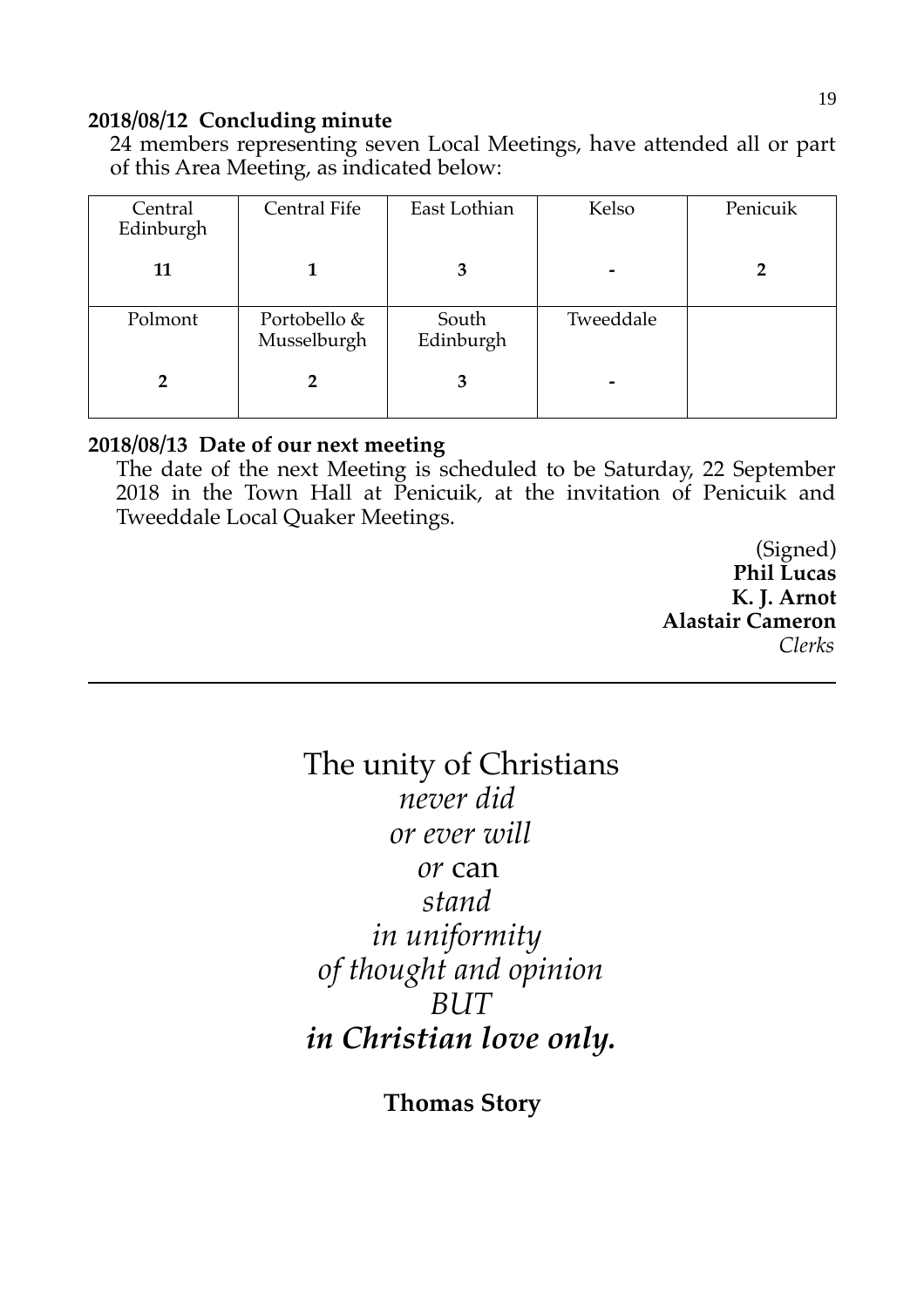**2018/08/12 Concluding minute**

24 members representing seven Local Meetings, have attended all or part of this Area Meeting, as indicated below:

| | | | | |
|---|---|---|---|---|
| Central Edinburgh | Central Fife | East Lothian | Kelso | Penicuik |
| **11** | **1** | **3** | **-** | **2** |
| Polmont | Portobello & Musselburgh | South Edinburgh | Tweeddale | |
| **2** | **2** | **3** | **-** | |

**2018/08/13 Date of our next meeting**

The date of the next Meeting is scheduled to be Saturday, 22 September 2018 in the Town Hall at Penicuik, at the invitation of Penicuik and Tweeddale Local Quaker Meetings.

(Signed)
**Phil Lucas**
**K. J. Arnot**
**Alastair Cameron**
*Clerks*

---

The unity of Christians
*never did*
*or ever will*
*or* can
*stand*
*in uniformity*
*of thought and opinion*
*BUT*
***in Christian love only.***

**Thomas Story**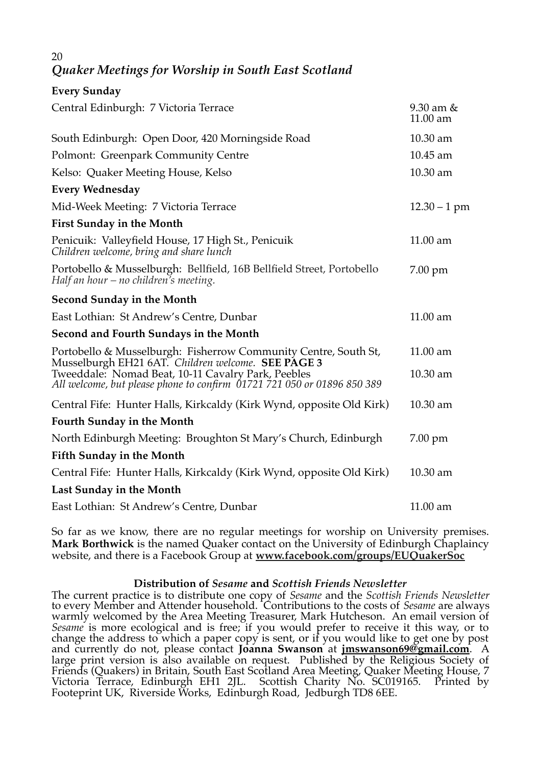## *Quaker Meetings for Worship in South East Scotland*

| | |
|---|---|
| **Every Sunday** | |
| Central Edinburgh: 7 Victoria Terrace | 9.30 am & 11.00 am |
| South Edinburgh: Open Door, 420 Morningside Road | 10.30 am |
| Polmont: Greenpark Community Centre | 10.45 am |
| Kelso: Quaker Meeting House, Kelso | 10.30 am |
| **Every Wednesday** | |
| Mid-Week Meeting: 7 Victoria Terrace | 12.30 – 1 pm |
| **First Sunday in the Month** | |
| Penicuik: Valleyfield House, 17 High St., Penicuik *Children welcome, bring and share lunch* | 11.00 am |
| Portobello & Musselburgh: Bellfield, 16B Bellfield Street, Portobello *Half an hour – no children's meeting.* | 7.00 pm |
| **Second Sunday in the Month** | |
| East Lothian: St Andrew's Centre, Dunbar | 11.00 am |
| **Second and Fourth Sundays in the Month** | |
| Portobello & Musselburgh: Fisherrow Community Centre, South St, Musselburgh EH21 6AT. *Children welcome.* **SEE PAGE 3** | 11.00 am |
| Tweeddale: Nomad Beat, 10-11 Cavalry Park, Peebles *All welcome, but please phone to confirm 01721 721 050 or 01896 850 389* | 10.30 am |
| Central Fife: Hunter Halls, Kirkcaldy (Kirk Wynd, opposite Old Kirk) | 10.30 am |
| **Fourth Sunday in the Month** | |
| North Edinburgh Meeting: Broughton St Mary's Church, Edinburgh | 7.00 pm |
| **Fifth Sunday in the Month** | |
| Central Fife: Hunter Halls, Kirkcaldy (Kirk Wynd, opposite Old Kirk) | 10.30 am |
| **Last Sunday in the Month** | |
| East Lothian: St Andrew's Centre, Dunbar | 11.00 am |

So far as we know, there are no regular meetings for worship on University premises. **Mark Borthwick** is the named Quaker contact on the University of Edinburgh Chaplaincy website, and there is a Facebook Group at **www.facebook.com/groups/EUQuakerSoc**

### Distribution of *Sesame* and *Scottish Friends Newsletter*

The current practice is to distribute one copy of *Sesame* and the *Scottish Friends Newsletter* to every Member and Attender household. Contributions to the costs of *Sesame* are always warmly welcomed by the Area Meeting Treasurer, Mark Hutcheson. An email version of *Sesame* is more ecological and is free; if you would prefer to receive it this way, or to change the address to which a paper copy is sent, or if you would like to get one by post and currently do not, please contact **Joanna Swanson** at **jmswanson69@gmail.com**. A large print version is also available on request. Published by the Religious Society of Friends (Quakers) in Britain, South East Scotland Area Meeting, Quaker Meeting House, 7 Victoria Terrace, Edinburgh EH1 2JL. Scottish Charity No. SC019165. Printed by Footeprint UK, Riverside Works, Edinburgh Road, Jedburgh TD8 6EE.